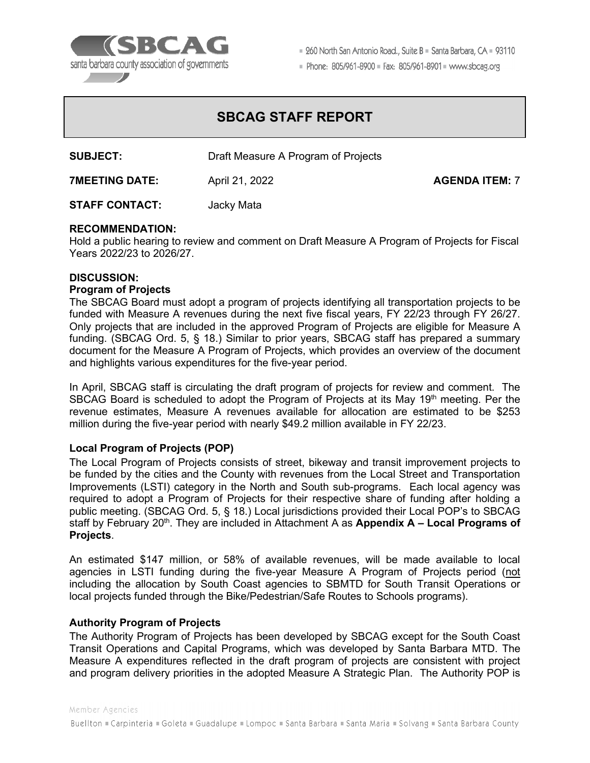SBCAG
santa barbara county association of governments

260 North San Antonio Road., Suite B ▪ Santa Barbara, CA ▪ 93110
Phone: 805/961-8900 ▪ Fax: 805/961-8901 ▪ www.sbcag.org

# SBCAG STAFF REPORT

**SUBJECT:** Draft Measure A Program of Projects

**7MEETING DATE:** April 21, 2022 **AGENDA ITEM:** 7

**STAFF CONTACT:** Jacky Mata

**RECOMMENDATION:**
Hold a public hearing to review and comment on Draft Measure A Program of Projects for Fiscal Years 2022/23 to 2026/27.

**DISCUSSION:**

**Program of Projects**

The SBCAG Board must adopt a program of projects identifying all transportation projects to be funded with Measure A revenues during the next five fiscal years, FY 22/23 through FY 26/27. Only projects that are included in the approved Program of Projects are eligible for Measure A funding. (SBCAG Ord. 5, § 18.) Similar to prior years, SBCAG staff has prepared a summary document for the Measure A Program of Projects, which provides an overview of the document and highlights various expenditures for the five-year period.

In April, SBCAG staff is circulating the draft program of projects for review and comment. The SBCAG Board is scheduled to adopt the Program of Projects at its May 19th meeting. Per the revenue estimates, Measure A revenues available for allocation are estimated to be $253 million during the five-year period with nearly $49.2 million available in FY 22/23.

**Local Program of Projects (POP)**

The Local Program of Projects consists of street, bikeway and transit improvement projects to be funded by the cities and the County with revenues from the Local Street and Transportation Improvements (LSTI) category in the North and South sub-programs. Each local agency was required to adopt a Program of Projects for their respective share of funding after holding a public meeting. (SBCAG Ord. 5, § 18.) Local jurisdictions provided their Local POP's to SBCAG staff by February 20th. They are included in Attachment A as **Appendix A – Local Programs of Projects**.

An estimated $147 million, or 58% of available revenues, will be made available to local agencies in LSTI funding during the five-year Measure A Program of Projects period (not including the allocation by South Coast agencies to SBMTD for South Transit Operations or local projects funded through the Bike/Pedestrian/Safe Routes to Schools programs).

**Authority Program of Projects**

The Authority Program of Projects has been developed by SBCAG except for the South Coast Transit Operations and Capital Programs, which was developed by Santa Barbara MTD. The Measure A expenditures reflected in the draft program of projects are consistent with project and program delivery priorities in the adopted Measure A Strategic Plan. The Authority POP is

Member Agencies
Buellton ▪ Carpinteria ▪ Goleta ▪ Guadalupe ▪ Lompoc ▪ Santa Barbara ▪ Santa Maria ▪ Solvang ▪ Santa Barbara County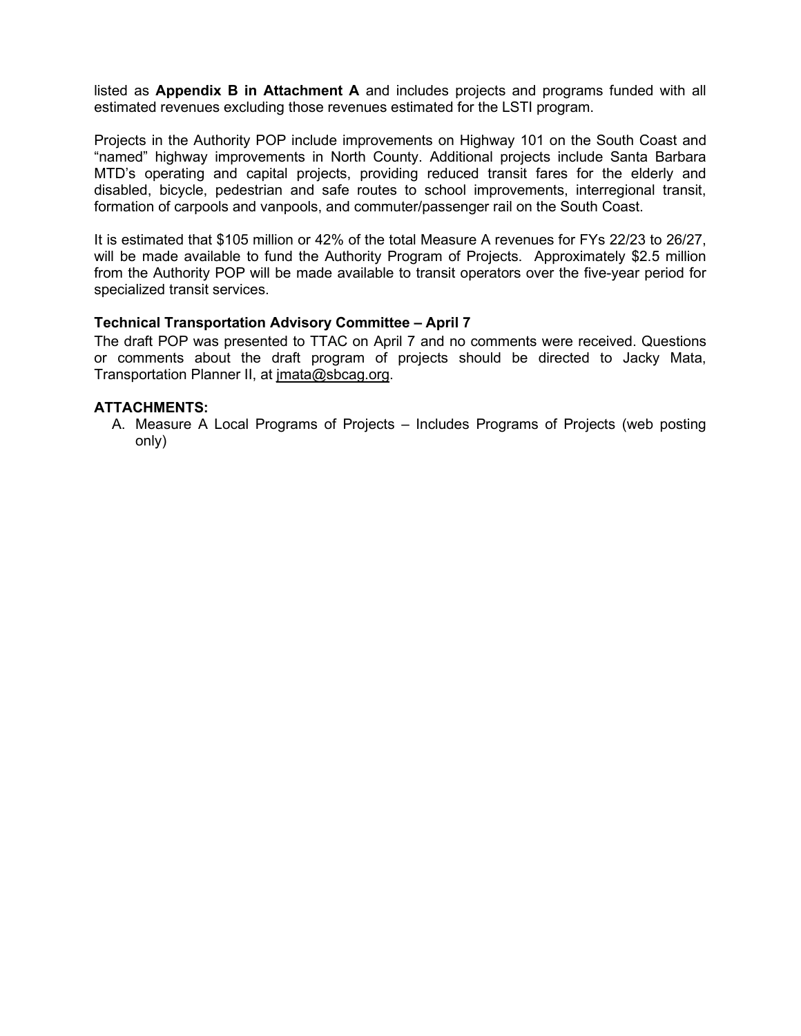listed as **Appendix B in Attachment A** and includes projects and programs funded with all estimated revenues excluding those revenues estimated for the LSTI program.

Projects in the Authority POP include improvements on Highway 101 on the South Coast and "named" highway improvements in North County. Additional projects include Santa Barbara MTD's operating and capital projects, providing reduced transit fares for the elderly and disabled, bicycle, pedestrian and safe routes to school improvements, interregional transit, formation of carpools and vanpools, and commuter/passenger rail on the South Coast.

It is estimated that $105 million or 42% of the total Measure A revenues for FYs 22/23 to 26/27, will be made available to fund the Authority Program of Projects. Approximately $2.5 million from the Authority POP will be made available to transit operators over the five-year period for specialized transit services.

**Technical Transportation Advisory Committee – April 7**

The draft POP was presented to TTAC on April 7 and no comments were received. Questions or comments about the draft program of projects should be directed to Jacky Mata, Transportation Planner II, at jmata@sbcag.org.

**ATTACHMENTS:**

A. Measure A Local Programs of Projects – Includes Programs of Projects (web posting only)